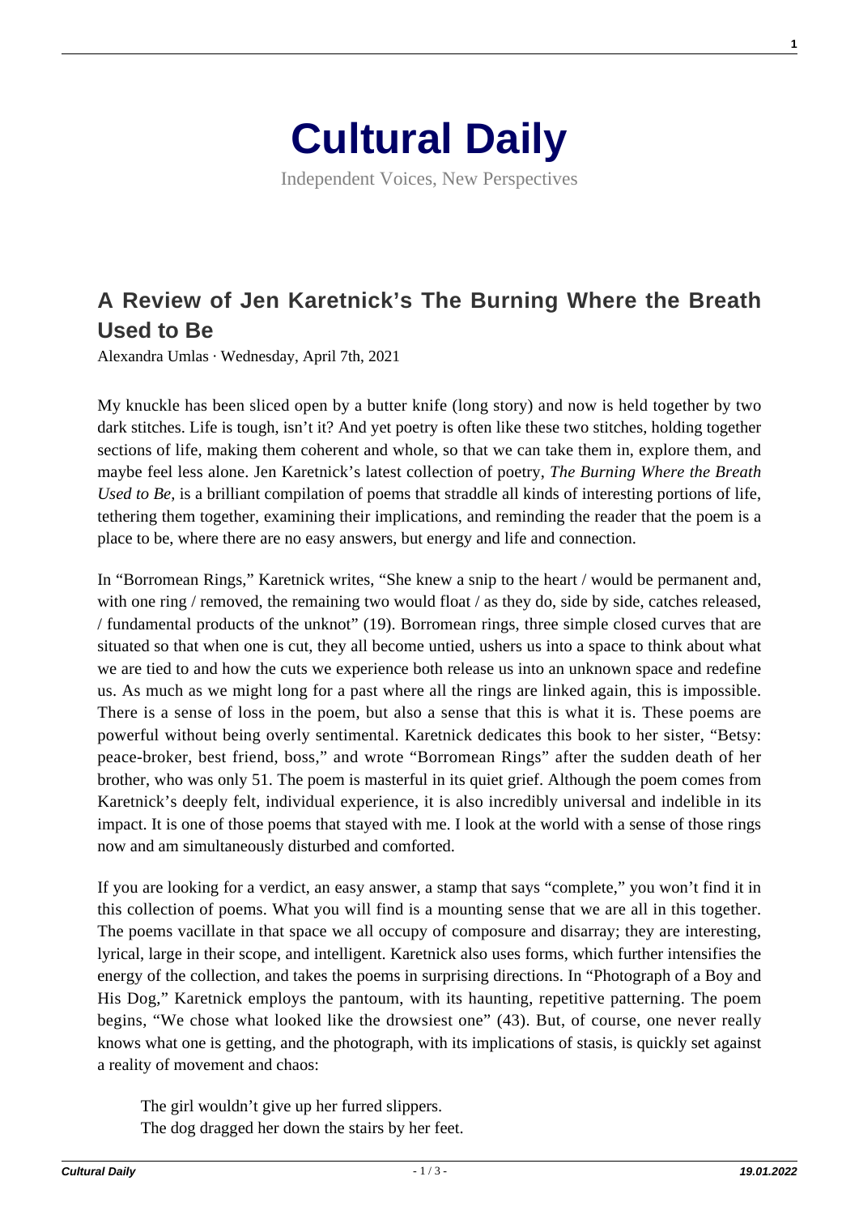# Cultural Daily

Independent Voices, New Perspectives

## A Review of Jen Karetnick's The Burning Where the Breath Used to Be

Alexandra Umlas · Wednesday, April 7th, 2021

My knuckle has been sliced open by a butter knife (long story) and now is held together by two dark stitches. Life is tough, isn't it? And yet poetry is often like these two stitches, holding together sections of life, making them coherent and whole, so that we can take them in, explore them, and maybe feel less alone. Jen Karetnick's latest collection of poetry, *The Burning Where the Breath Used to Be*, is a brilliant compilation of poems that straddle all kinds of interesting portions of life, tethering them together, examining their implications, and reminding the reader that the poem is a place to be, where there are no easy answers, but energy and life and connection.

In "Borromean Rings," Karetnick writes, "She knew a snip to the heart / would be permanent and, with one ring / removed, the remaining two would float / as they do, side by side, catches released, / fundamental products of the unknot" (19). Borromean rings, three simple closed curves that are situated so that when one is cut, they all become untied, ushers us into a space to think about what we are tied to and how the cuts we experience both release us into an unknown space and redefine us. As much as we might long for a past where all the rings are linked again, this is impossible. There is a sense of loss in the poem, but also a sense that this is what it is. These poems are powerful without being overly sentimental. Karetnick dedicates this book to her sister, "Betsy: peace-broker, best friend, boss," and wrote "Borromean Rings" after the sudden death of her brother, who was only 51. The poem is masterful in its quiet grief. Although the poem comes from Karetnick's deeply felt, individual experience, it is also incredibly universal and indelible in its impact. It is one of those poems that stayed with me. I look at the world with a sense of those rings now and am simultaneously disturbed and comforted.

If you are looking for a verdict, an easy answer, a stamp that says "complete," you won't find it in this collection of poems. What you will find is a mounting sense that we are all in this together. The poems vacillate in that space we all occupy of composure and disarray; they are interesting, lyrical, large in their scope, and intelligent. Karetnick also uses forms, which further intensifies the energy of the collection, and takes the poems in surprising directions. In "Photograph of a Boy and His Dog," Karetnick employs the pantoum, with its haunting, repetitive patterning. The poem begins, "We chose what looked like the drowsiest one" (43). But, of course, one never really knows what one is getting, and the photograph, with its implications of stasis, is quickly set against a reality of movement and chaos:

> The girl wouldn't give up her furred slippers.
> The dog dragged her down the stairs by her feet.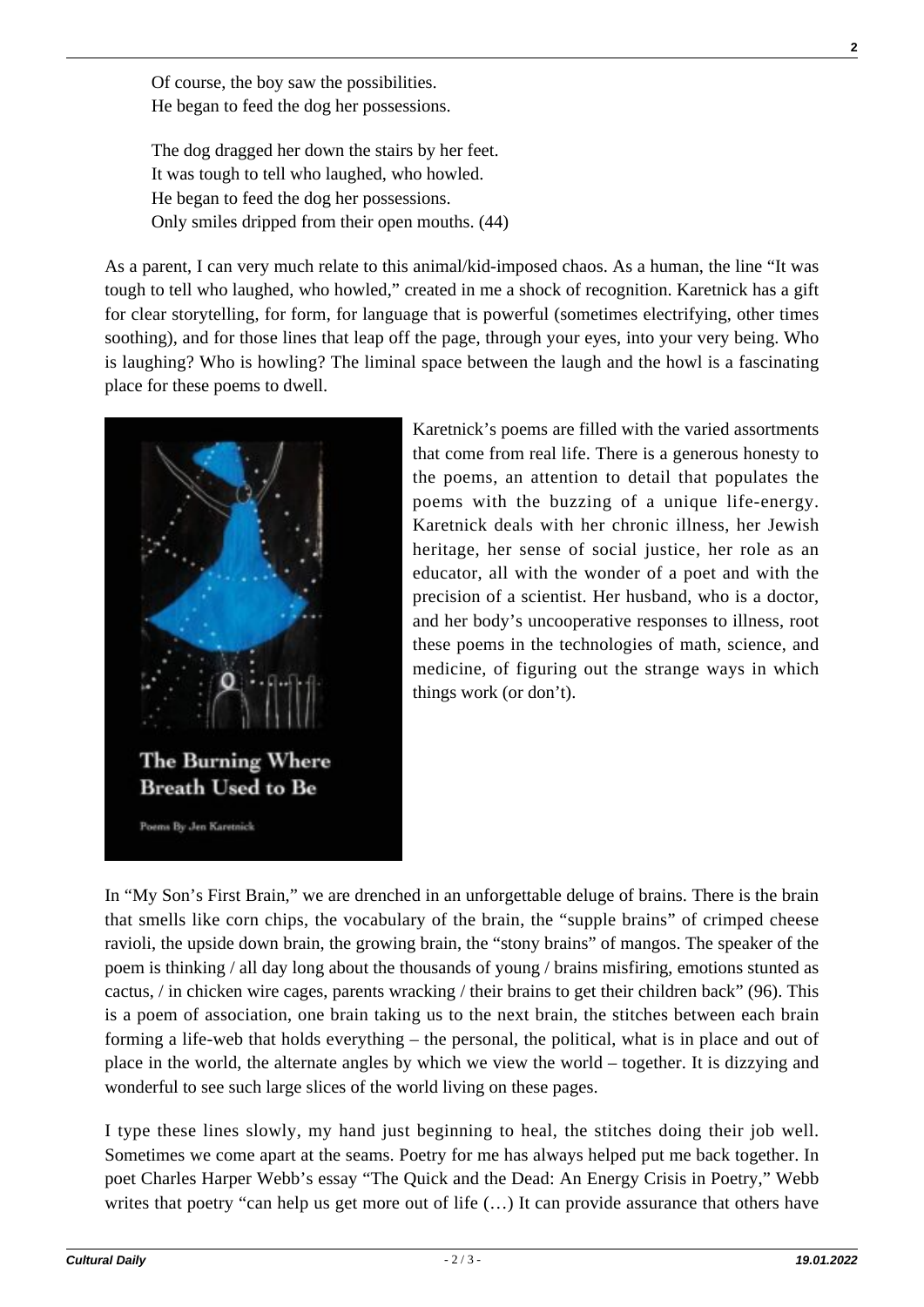Of course, the boy saw the possibilities.
He began to feed the dog her possessions.

The dog dragged her down the stairs by her feet.
It was tough to tell who laughed, who howled.
He began to feed the dog her possessions.
Only smiles dripped from their open mouths. (44)

As a parent, I can very much relate to this animal/kid-imposed chaos. As a human, the line "It was tough to tell who laughed, who howled," created in me a shock of recognition. Karetnick has a gift for clear storytelling, for form, for language that is powerful (sometimes electrifying, other times soothing), and for those lines that leap off the page, through your eyes, into your very being. Who is laughing? Who is howling? The liminal space between the laugh and the howl is a fascinating place for these poems to dwell.

Karetnick's poems are filled with the varied assortments that come from real life. There is a generous honesty to the poems, an attention to detail that populates the poems with the buzzing of a unique life-energy. Karetnick deals with her chronic illness, her Jewish heritage, her sense of social justice, her role as an educator, all with the wonder of a poet and with the precision of a scientist. Her husband, who is a doctor, and her body's uncooperative responses to illness, root these poems in the technologies of math, science, and medicine, of figuring out the strange ways in which things work (or don't).

In "My Son's First Brain," we are drenched in an unforgettable deluge of brains. There is the brain that smells like corn chips, the vocabulary of the brain, the "supple brains" of crimped cheese ravioli, the upside down brain, the growing brain, the "stony brains" of mangos. The speaker of the poem is thinking / all day long about the thousands of young / brains misfiring, emotions stunted as cactus, / in chicken wire cages, parents wracking / their brains to get their children back" (96). This is a poem of association, one brain taking us to the next brain, the stitches between each brain forming a life-web that holds everything – the personal, the political, what is in place and out of place in the world, the alternate angles by which we view the world – together. It is dizzying and wonderful to see such large slices of the world living on these pages.

I type these lines slowly, my hand just beginning to heal, the stitches doing their job well. Sometimes we come apart at the seams. Poetry for me has always helped put me back together. In poet Charles Harper Webb's essay "The Quick and the Dead: An Energy Crisis in Poetry," Webb writes that poetry "can help us get more out of life (…) It can provide assurance that others have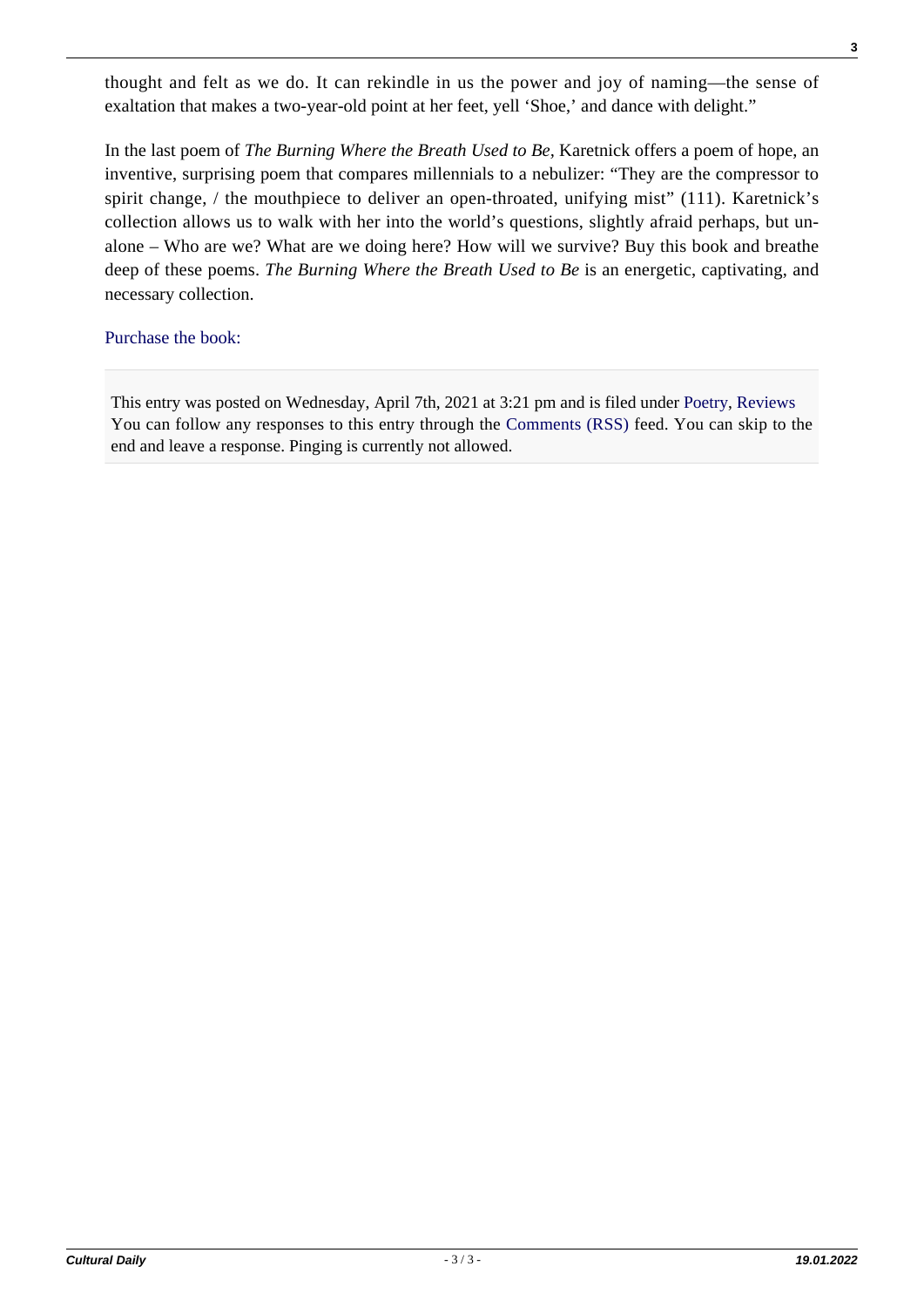thought and felt as we do. It can rekindle in us the power and joy of naming—the sense of exaltation that makes a two-year-old point at her feet, yell 'Shoe,' and dance with delight."

In the last poem of *The Burning Where the Breath Used to Be,* Karetnick offers a poem of hope, an inventive, surprising poem that compares millennials to a nebulizer: "They are the compressor to spirit change, / the mouthpiece to deliver an open-throated, unifying mist" (111). Karetnick's collection allows us to walk with her into the world's questions, slightly afraid perhaps, but un-alone – Who are we? What are we doing here? How will we survive? Buy this book and breathe deep of these poems. *The Burning Where the Breath Used to Be* is an energetic, captivating, and necessary collection.

Purchase the book:

This entry was posted on Wednesday, April 7th, 2021 at 3:21 pm and is filed under Poetry, Reviews
You can follow any responses to this entry through the Comments (RSS) feed. You can skip to the end and leave a response. Pinging is currently not allowed.